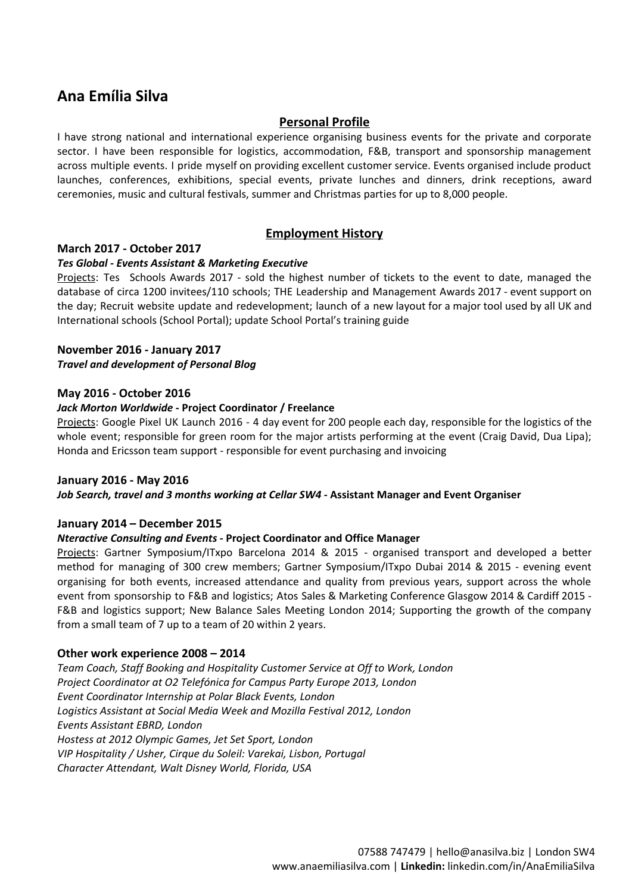# Ana Emília Silva

## Personal Profile

I have strong national and international experience organising business events for the private and corporate sector. I have been responsible for logistics, accommodation, F&B, transport and sponsorship management across multiple events. I pride myself on providing excellent customer service. Events organised include product launches, conferences, exhibitions, special events, private lunches and dinners, drink receptions, award ceremonies, music and cultural festivals, summer and Christmas parties for up to 8,000 people.

## Employment History

**March 2017 - October 2017**

***Tes Global - Events Assistant & Marketing Executive***

Projects: Tes Schools Awards 2017 - sold the highest number of tickets to the event to date, managed the database of circa 1200 invitees/110 schools; THE Leadership and Management Awards 2017 - event support on the day; Recruit website update and redevelopment; launch of a new layout for a major tool used by all UK and International schools (School Portal); update School Portal's training guide

**November 2016 - January 2017**

***Travel and development of Personal Blog***

**May 2016 - October 2016**

***Jack Morton Worldwide*** **- Project Coordinator / Freelance**

Projects: Google Pixel UK Launch 2016 - 4 day event for 200 people each day, responsible for the logistics of the whole event; responsible for green room for the major artists performing at the event (Craig David, Dua Lipa); Honda and Ericsson team support - responsible for event purchasing and invoicing

**January 2016 - May 2016**

***Job Search, travel and 3 months working at Cellar SW4*** **- Assistant Manager and Event Organiser**

**January 2014 – December 2015**

***Nteractive Consulting and Events*** **- Project Coordinator and Office Manager**

Projects: Gartner Symposium/ITxpo Barcelona 2014 & 2015 - organised transport and developed a better method for managing of 300 crew members; Gartner Symposium/ITxpo Dubai 2014 & 2015 - evening event organising for both events, increased attendance and quality from previous years, support across the whole event from sponsorship to F&B and logistics; Atos Sales & Marketing Conference Glasgow 2014 & Cardiff 2015 - F&B and logistics support; New Balance Sales Meeting London 2014; Supporting the growth of the company from a small team of 7 up to a team of 20 within 2 years.

**Other work experience 2008 – 2014**

*Team Coach, Staff Booking and Hospitality Customer Service at Off to Work, London*
*Project Coordinator at O2 Telefónica for Campus Party Europe 2013, London*
*Event Coordinator Internship at Polar Black Events, London*
*Logistics Assistant at Social Media Week and Mozilla Festival 2012, London*
*Events Assistant EBRD, London*
*Hostess at 2012 Olympic Games, Jet Set Sport, London*
*VIP Hospitality / Usher, Cirque du Soleil: Varekai, Lisbon, Portugal*
*Character Attendant, Walt Disney World, Florida, USA*

07588 747479 | hello@anasilva.biz | London SW4
www.anaemiliasilva.com | **Linkedin:** linkedin.com/in/AnaEmiliaSilva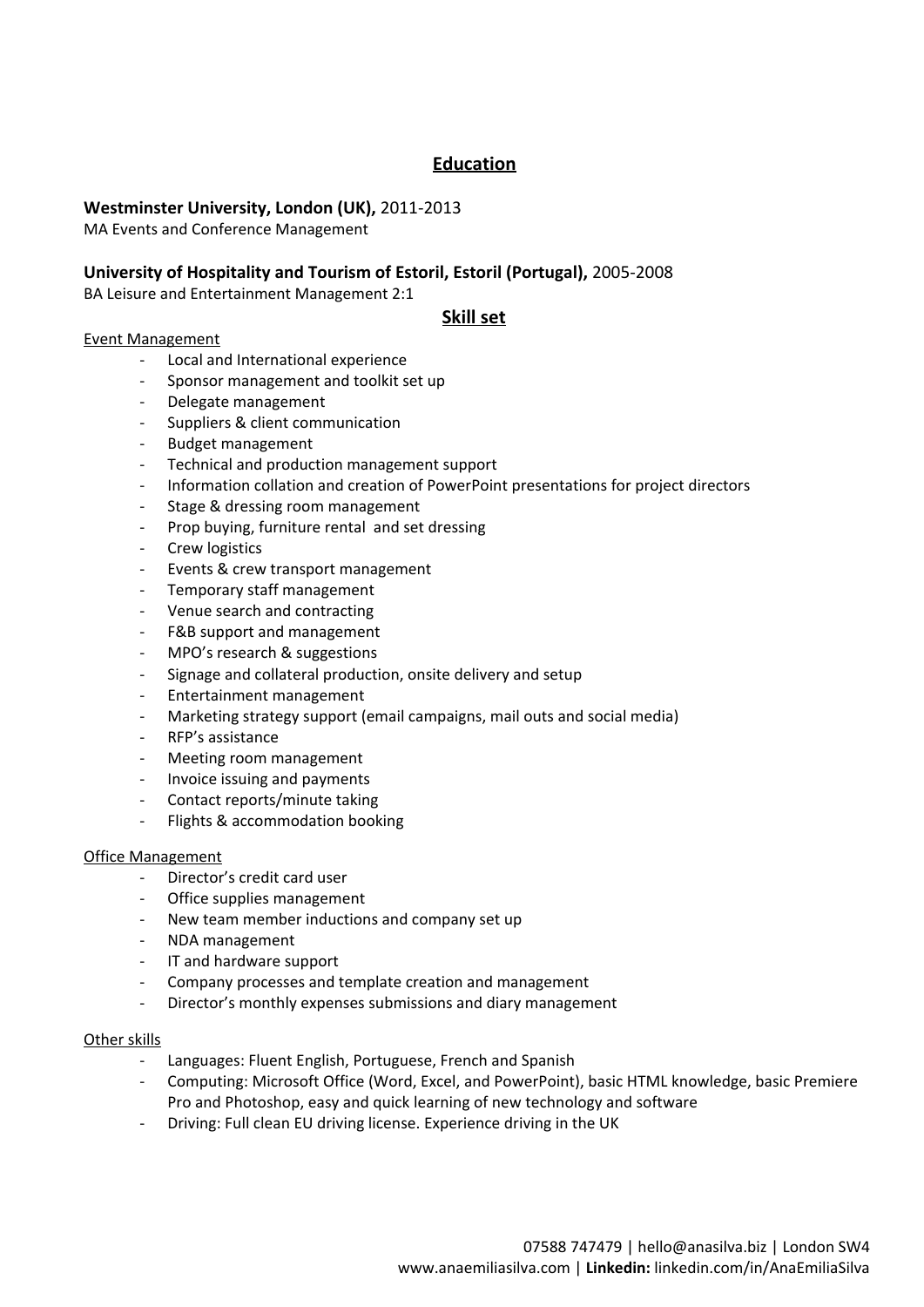## Education

**Westminster University, London (UK),** 2011-2013
MA Events and Conference Management

**University of Hospitality and Tourism of Estoril, Estoril (Portugal),** 2005-2008
BA Leisure and Entertainment Management 2:1

## Skill set

Event Management

- Local and International experience
- Sponsor management and toolkit set up
- Delegate management
- Suppliers & client communication
- Budget management
- Technical and production management support
- Information collation and creation of PowerPoint presentations for project directors
- Stage & dressing room management
- Prop buying, furniture rental and set dressing
- Crew logistics
- Events & crew transport management
- Temporary staff management
- Venue search and contracting
- F&B support and management
- MPO's research & suggestions
- Signage and collateral production, onsite delivery and setup
- Entertainment management
- Marketing strategy support (email campaigns, mail outs and social media)
- RFP's assistance
- Meeting room management
- Invoice issuing and payments
- Contact reports/minute taking
- Flights & accommodation booking

Office Management

- Director's credit card user
- Office supplies management
- New team member inductions and company set up
- NDA management
- IT and hardware support
- Company processes and template creation and management
- Director's monthly expenses submissions and diary management

Other skills

- Languages: Fluent English, Portuguese, French and Spanish
- Computing: Microsoft Office (Word, Excel, and PowerPoint), basic HTML knowledge, basic Premiere Pro and Photoshop, easy and quick learning of new technology and software
- Driving: Full clean EU driving license. Experience driving in the UK

07588 747479 | hello@anasilva.biz | London SW4
www.anaemiliasilva.com | **Linkedin:** linkedin.com/in/AnaEmiliaSilva